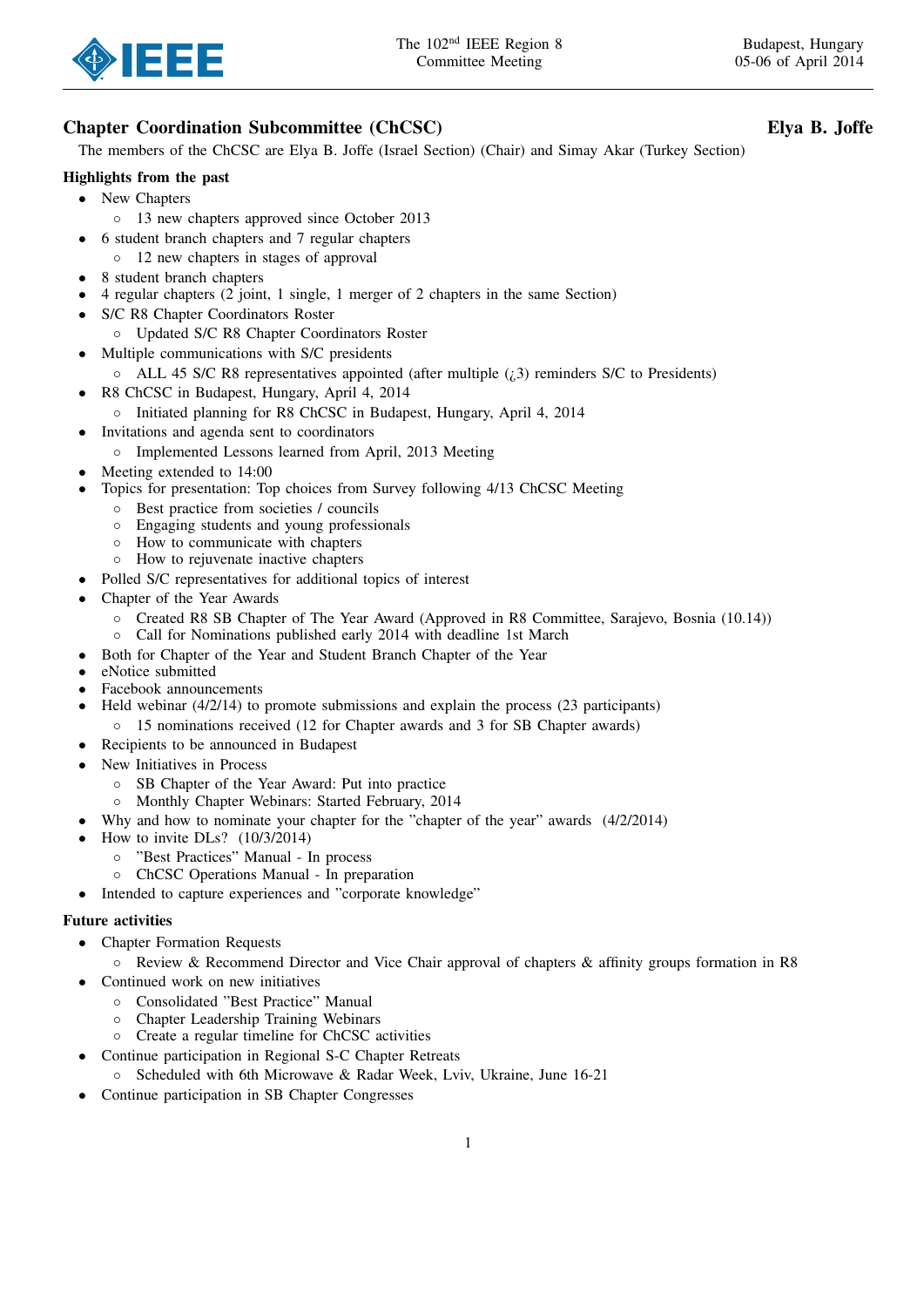## Chapter Coordination Subcommittee (ChCSC) — Elya B. Joffe

The members of the ChCSC are Elya B. Joffe (Israel Section) (Chair) and Simay Akar (Turkey Section)

### Highlights from the past

- New Chapters
  - 13 new chapters approved since October 2013
- 6 student branch chapters and 7 regular chapters
  - 12 new chapters in stages of approval
- 8 student branch chapters
- 4 regular chapters (2 joint, 1 single, 1 merger of 2 chapters in the same Section)
- S/C R8 Chapter Coordinators Roster
  - Updated S/C R8 Chapter Coordinators Roster
- Multiple communications with S/C presidents
  - ALL 45 S/C R8 representatives appointed (after multiple (¿3) reminders S/C to Presidents)
- R8 ChCSC in Budapest, Hungary, April 4, 2014
  - Initiated planning for R8 ChCSC in Budapest, Hungary, April 4, 2014
- Invitations and agenda sent to coordinators
  - Implemented Lessons learned from April, 2013 Meeting
- Meeting extended to 14:00
- Topics for presentation: Top choices from Survey following 4/13 ChCSC Meeting
  - Best practice from societies / councils
  - Engaging students and young professionals
  - How to communicate with chapters
  - How to rejuvenate inactive chapters
- Polled S/C representatives for additional topics of interest
- Chapter of the Year Awards
  - Created R8 SB Chapter of The Year Award (Approved in R8 Committee, Sarajevo, Bosnia (10.14))
  - Call for Nominations published early 2014 with deadline 1st March
- Both for Chapter of the Year and Student Branch Chapter of the Year
- eNotice submitted
- Facebook announcements
- Held webinar (4/2/14) to promote submissions and explain the process (23 participants)
  - 15 nominations received (12 for Chapter awards and 3 for SB Chapter awards)
- Recipients to be announced in Budapest
- New Initiatives in Process
  - SB Chapter of the Year Award: Put into practice
  - Monthly Chapter Webinars: Started February, 2014
- Why and how to nominate your chapter for the "chapter of the year" awards (4/2/2014)
- How to invite DLs? (10/3/2014)
  - "Best Practices" Manual - In process
  - ChCSC Operations Manual - In preparation
- Intended to capture experiences and "corporate knowledge"

### Future activities

- Chapter Formation Requests
  - Review & Recommend Director and Vice Chair approval of chapters & affinity groups formation in R8
- Continued work on new initiatives
  - Consolidated "Best Practice" Manual
  - Chapter Leadership Training Webinars
  - Create a regular timeline for ChCSC activities
- Continue participation in Regional S-C Chapter Retreats
  - Scheduled with 6th Microwave & Radar Week, Lviv, Ukraine, June 16-21
- Continue participation in SB Chapter Congresses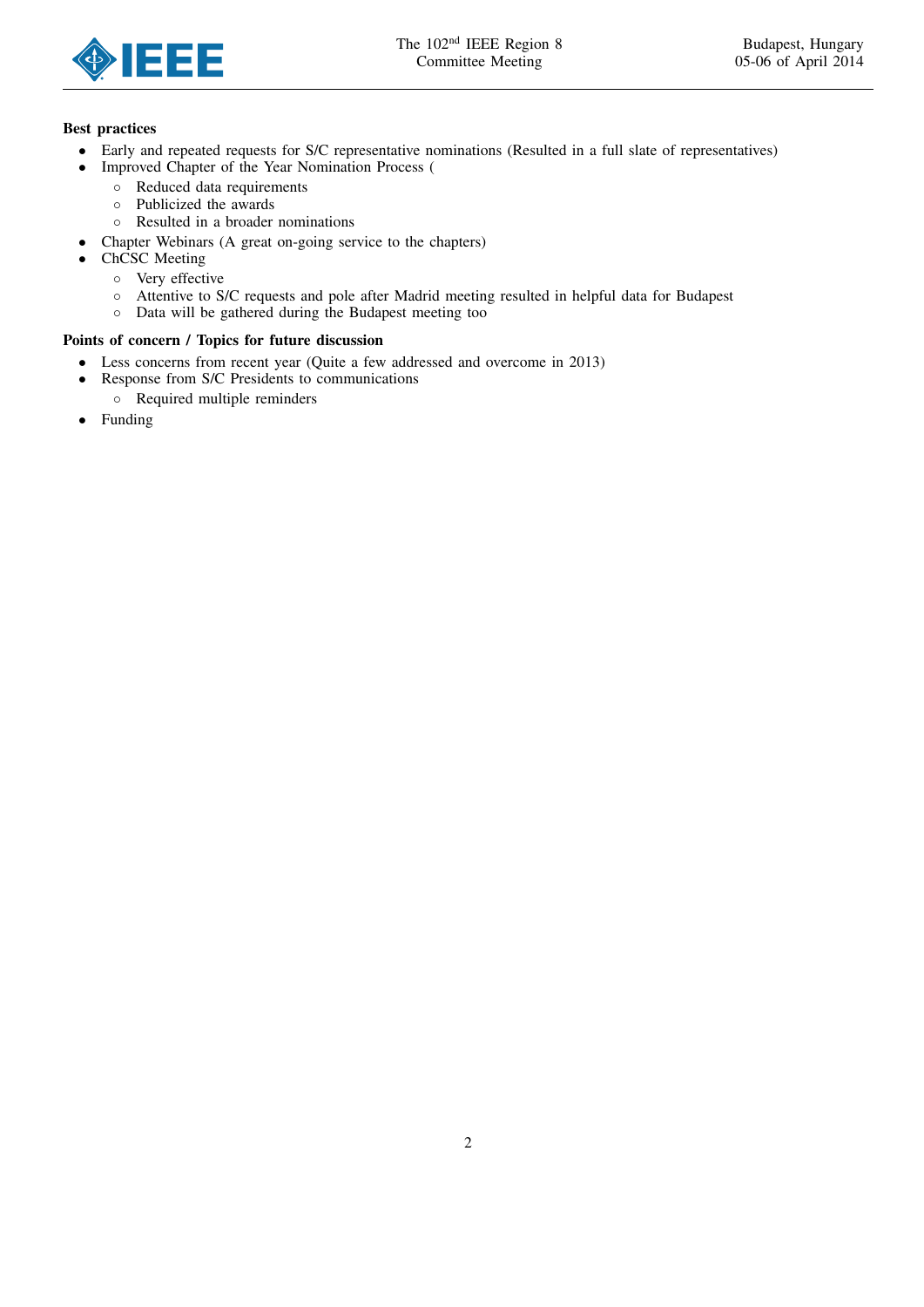**Best practices**

- Early and repeated requests for S/C representative nominations (Resulted in a full slate of representatives)
- Improved Chapter of the Year Nomination Process (
  - Reduced data requirements
  - Publicized the awards
  - Resulted in a broader nominations
- Chapter Webinars (A great on-going service to the chapters)
- ChCSC Meeting
  - Very effective
  - Attentive to S/C requests and pole after Madrid meeting resulted in helpful data for Budapest
  - Data will be gathered during the Budapest meeting too

**Points of concern / Topics for future discussion**

- Less concerns from recent year (Quite a few addressed and overcome in 2013)
- Response from S/C Presidents to communications
  - Required multiple reminders
- Funding